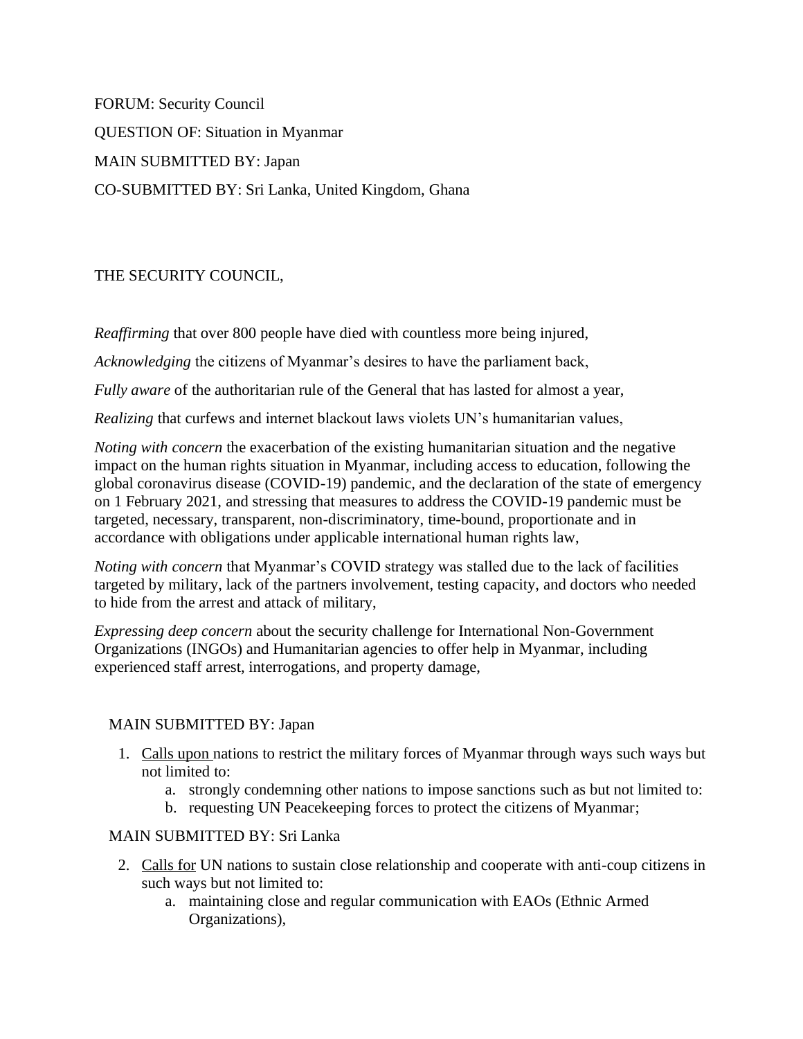FORUM: Security Council

QUESTION OF: Situation in Myanmar

MAIN SUBMITTED BY: Japan

CO-SUBMITTED BY: Sri Lanka, United Kingdom, Ghana

THE SECURITY COUNCIL,

*Reaffirming* that over 800 people have died with countless more being injured,

*Acknowledging* the citizens of Myanmar's desires to have the parliament back,

*Fully aware* of the authoritarian rule of the General that has lasted for almost a year,

*Realizing* that curfews and internet blackout laws violets UN's humanitarian values,

*Noting with concern* the exacerbation of the existing humanitarian situation and the negative impact on the human rights situation in Myanmar, including access to education, following the global coronavirus disease (COVID-19) pandemic, and the declaration of the state of emergency on 1 February 2021, and stressing that measures to address the COVID-19 pandemic must be targeted, necessary, transparent, non-discriminatory, time-bound, proportionate and in accordance with obligations under applicable international human rights law,

*Noting with concern* that Myanmar's COVID strategy was stalled due to the lack of facilities targeted by military, lack of the partners involvement, testing capacity, and doctors who needed to hide from the arrest and attack of military,

*Expressing deep concern* about the security challenge for International Non-Government Organizations (INGOs) and Humanitarian agencies to offer help in Myanmar, including experienced staff arrest, interrogations, and property damage,

MAIN SUBMITTED BY: Japan

1. <u>Calls upon</u> nations to restrict the military forces of Myanmar through ways such ways but not limited to:
    a. strongly condemning other nations to impose sanctions such as but not limited to:
    b. requesting UN Peacekeeping forces to protect the citizens of Myanmar;

MAIN SUBMITTED BY: Sri Lanka

2. <u>Calls for</u> UN nations to sustain close relationship and cooperate with anti-coup citizens in such ways but not limited to:
    a. maintaining close and regular communication with EAOs (Ethnic Armed Organizations),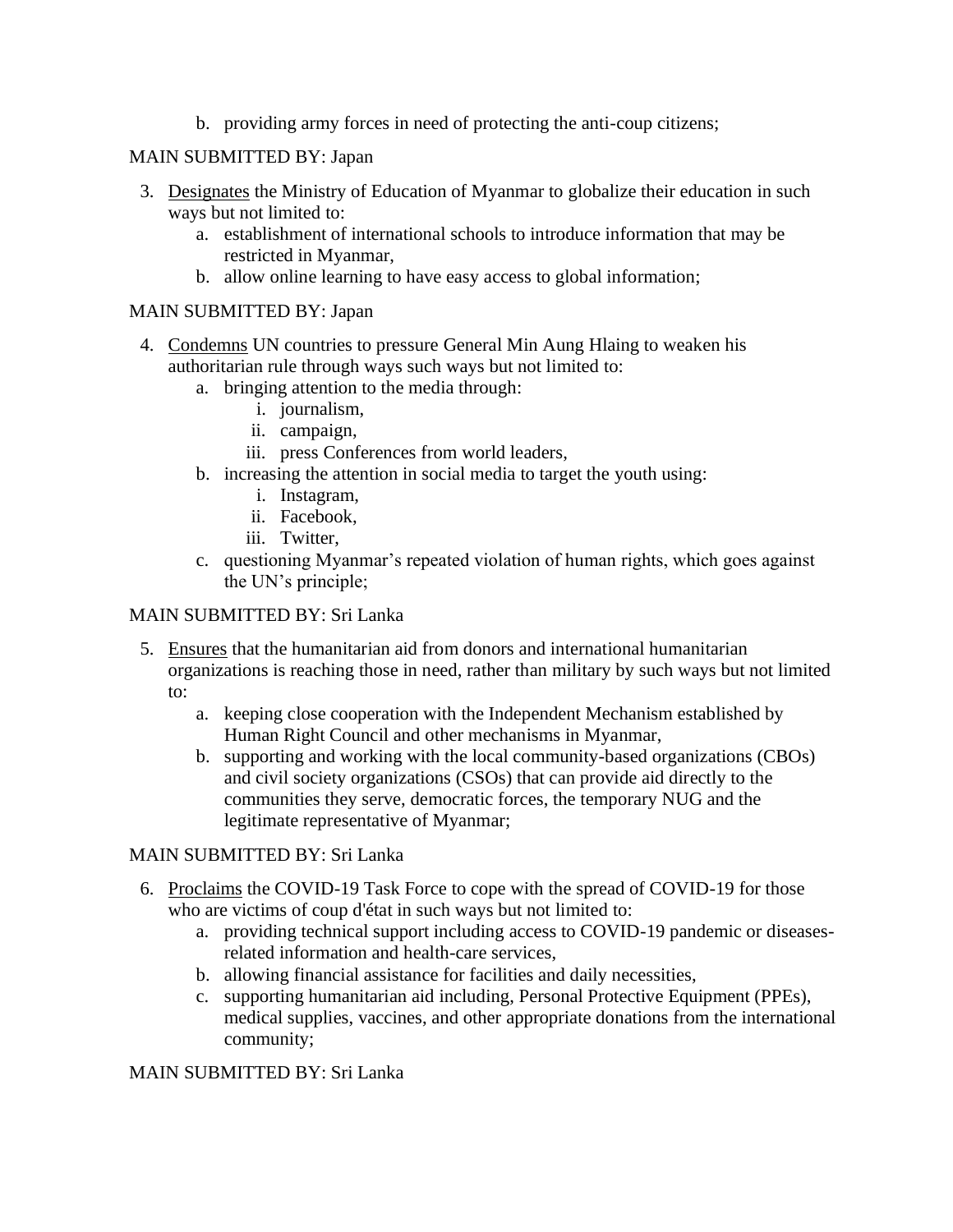b. providing army forces in need of protecting the anti-coup citizens;

MAIN SUBMITTED BY: Japan

3. <u>Designates</u> the Ministry of Education of Myanmar to globalize their education in such ways but not limited to:
    a. establishment of international schools to introduce information that may be restricted in Myanmar,
    b. allow online learning to have easy access to global information;

MAIN SUBMITTED BY: Japan

4. <u>Condemns</u> UN countries to pressure General Min Aung Hlaing to weaken his authoritarian rule through ways such ways but not limited to:
    a. bringing attention to the media through:
        i. journalism,
        ii. campaign,
        iii. press Conferences from world leaders,
    b. increasing the attention in social media to target the youth using:
        i. Instagram,
        ii. Facebook,
        iii. Twitter,
    c. questioning Myanmar's repeated violation of human rights, which goes against the UN's principle;

MAIN SUBMITTED BY: Sri Lanka

5. <u>Ensures</u> that the humanitarian aid from donors and international humanitarian organizations is reaching those in need, rather than military by such ways but not limited to:
    a. keeping close cooperation with the Independent Mechanism established by Human Right Council and other mechanisms in Myanmar,
    b. supporting and working with the local community-based organizations (CBOs) and civil society organizations (CSOs) that can provide aid directly to the communities they serve, democratic forces, the temporary NUG and the legitimate representative of Myanmar;

MAIN SUBMITTED BY: Sri Lanka

6. <u>Proclaims</u> the COVID-19 Task Force to cope with the spread of COVID-19 for those who are victims of coup d'état in such ways but not limited to:
    a. providing technical support including access to COVID-19 pandemic or diseases-related information and health-care services,
    b. allowing financial assistance for facilities and daily necessities,
    c. supporting humanitarian aid including, Personal Protective Equipment (PPEs), medical supplies, vaccines, and other appropriate donations from the international community;

MAIN SUBMITTED BY: Sri Lanka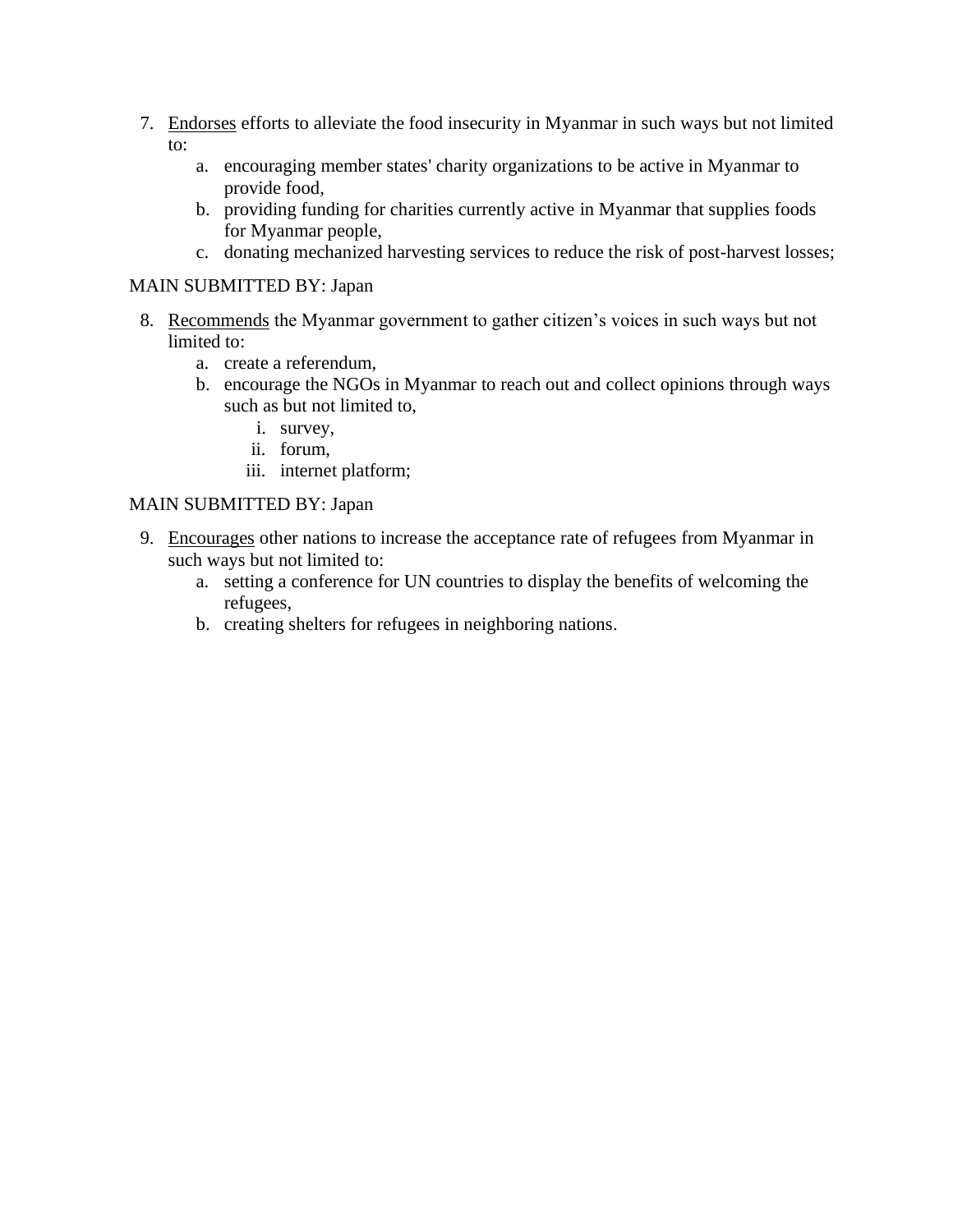7. <u>Endorses</u> efforts to alleviate the food insecurity in Myanmar in such ways but not limited to:
    a. encouraging member states' charity organizations to be active in Myanmar to provide food,
    b. providing funding for charities currently active in Myanmar that supplies foods for Myanmar people,
    c. donating mechanized harvesting services to reduce the risk of post-harvest losses;

MAIN SUBMITTED BY: Japan

8. <u>Recommends</u> the Myanmar government to gather citizen's voices in such ways but not limited to:
    a. create a referendum,
    b. encourage the NGOs in Myanmar to reach out and collect opinions through ways such as but not limited to,
        i. survey,
        ii. forum,
        iii. internet platform;

MAIN SUBMITTED BY: Japan

9. <u>Encourages</u> other nations to increase the acceptance rate of refugees from Myanmar in such ways but not limited to:
    a. setting a conference for UN countries to display the benefits of welcoming the refugees,
    b. creating shelters for refugees in neighboring nations.